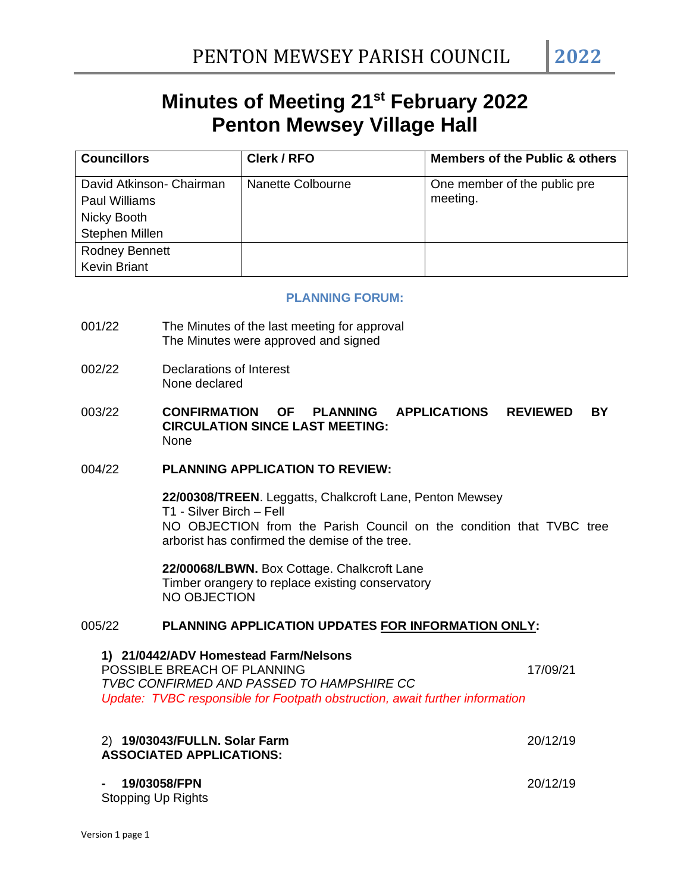# Minutes of Meeting 21st February 2022
# Penton Mewsey Village Hall

| Councillors | Clerk / RFO | Members of the Public & others |
|---|---|---|
| David Atkinson- Chairman<br>Paul Williams<br>Nicky Booth<br>Stephen Millen | Nanette Colbourne | One member of the public pre meeting. |
| Rodney Bennett<br>Kevin Briant | | |

**PLANNING FORUM:**

001/22 The Minutes of the last meeting for approval
The Minutes were approved and signed

002/22 Declarations of Interest
None declared

003/22 **CONFIRMATION OF PLANNING APPLICATIONS REVIEWED BY CIRCULATION SINCE LAST MEETING:**
None

004/22 **PLANNING APPLICATION TO REVIEW:**

**22/00308/TREEN**. Leggatts, Chalkcroft Lane, Penton Mewsey
T1 - Silver Birch – Fell
NO OBJECTION from the Parish Council on the condition that TVBC tree arborist has confirmed the demise of the tree.

**22/00068/LBWN.** Box Cottage. Chalkcroft Lane
Timber orangery to replace existing conservatory
NO OBJECTION

005/22 **PLANNING APPLICATION UPDATES FOR INFORMATION ONLY:**

**1) 21/0442/ADV Homestead Farm/Nelsons**
POSSIBLE BREACH OF PLANNING 17/09/21
*TVBC CONFIRMED AND PASSED TO HAMPSHIRE CC*
*Update: TVBC responsible for Footpath obstruction, await further information*

2) **19/03043/FULLN. Solar Farm** 20/12/19
**ASSOCIATED APPLICATIONS:**

**- 19/03058/FPN** 20/12/19
Stopping Up Rights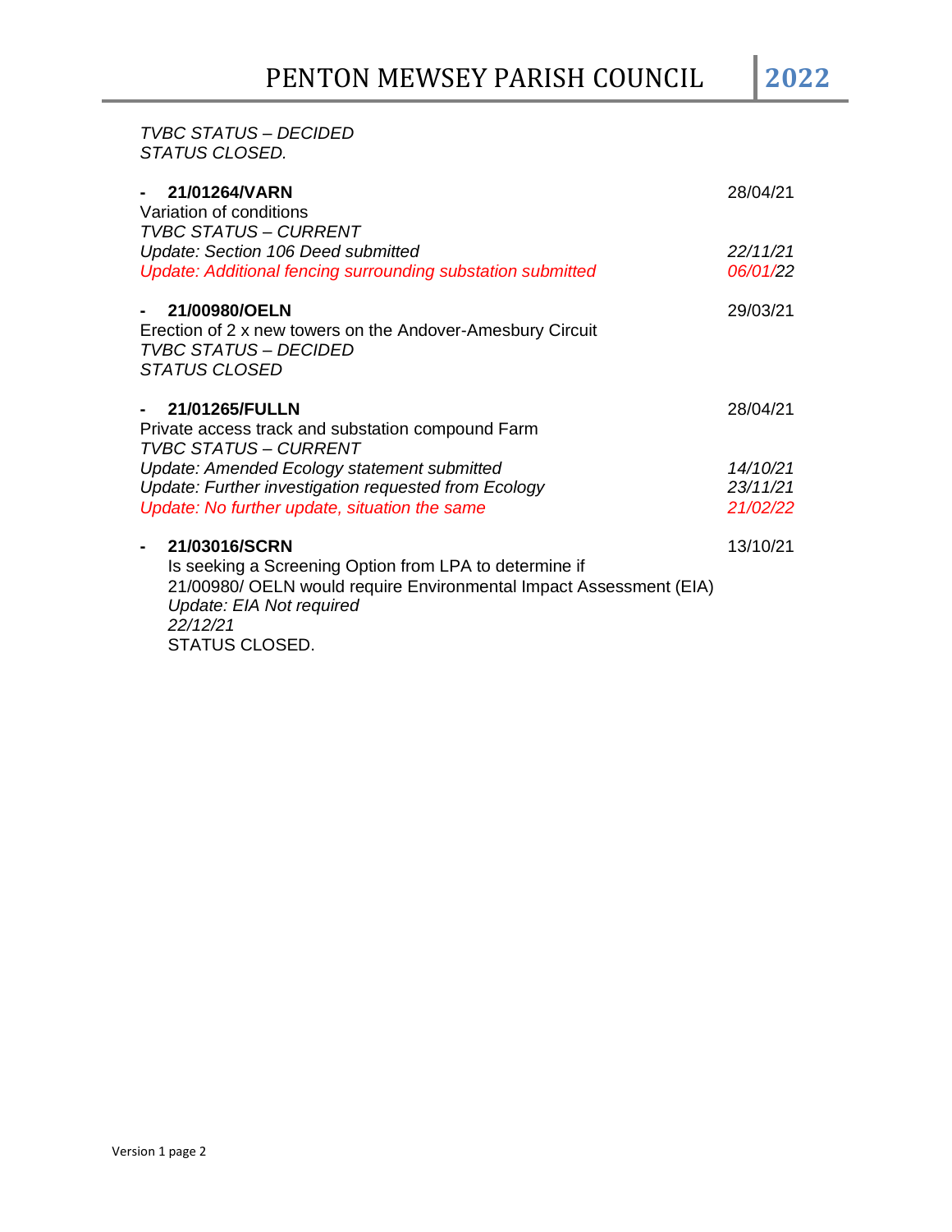*TVBC STATUS – DECIDED*
*STATUS CLOSED.*

- **21/01264/VARN** 28/04/21
  Variation of conditions
  *TVBC STATUS – CURRENT*
  *Update: Section 106 Deed submitted* *22/11/21*
  *Update: Additional fencing surrounding substation submitted* *06/01/22*

- **21/00980/OELN** 29/03/21
  Erection of 2 x new towers on the Andover-Amesbury Circuit
  *TVBC STATUS – DECIDED*
  *STATUS CLOSED*

- **21/01265/FULLN** 28/04/21
  Private access track and substation compound Farm
  *TVBC STATUS – CURRENT*
  *Update: Amended Ecology statement submitted* *14/10/21*
  *Update: Further investigation requested from Ecology* *23/11/21*
  *Update: No further update, situation the same* *21/02/22*

- **21/03016/SCRN** 13/10/21
  Is seeking a Screening Option from LPA to determine if 21/00980/ OELN would require Environmental Impact Assessment (EIA)
  *Update: EIA Not required*
  *22/12/21*
  STATUS CLOSED.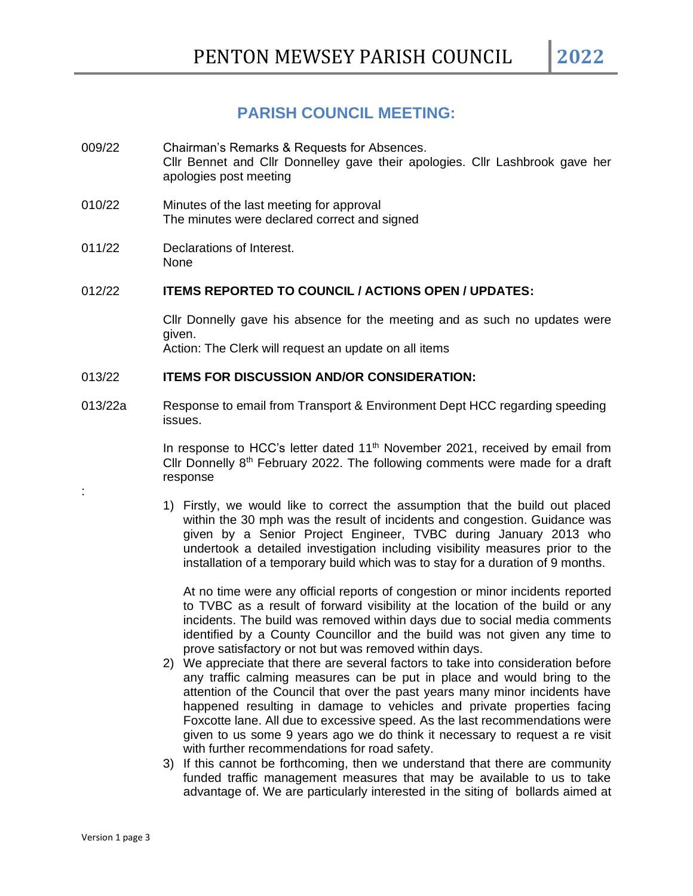## PARISH COUNCIL MEETING:

009/22 Chairman's Remarks & Requests for Absences.
Cllr Bennet and Cllr Donnelley gave their apologies. Cllr Lashbrook gave her apologies post meeting

010/22 Minutes of the last meeting for approval
The minutes were declared correct and signed

011/22 Declarations of Interest.
None

012/22 **ITEMS REPORTED TO COUNCIL / ACTIONS OPEN / UPDATES:**

Cllr Donnelly gave his absence for the meeting and as such no updates were given.
Action: The Clerk will request an update on all items

013/22 **ITEMS FOR DISCUSSION AND/OR CONSIDERATION:**

013/22a Response to email from Transport & Environment Dept HCC regarding speeding issues.

In response to HCC's letter dated 11th November 2021, received by email from Cllr Donnelly 8th February 2022. The following comments were made for a draft response

:

1) Firstly, we would like to correct the assumption that the build out placed within the 30 mph was the result of incidents and congestion. Guidance was given by a Senior Project Engineer, TVBC during January 2013 who undertook a detailed investigation including visibility measures prior to the installation of a temporary build which was to stay for a duration of 9 months.

   At no time were any official reports of congestion or minor incidents reported to TVBC as a result of forward visibility at the location of the build or any incidents. The build was removed within days due to social media comments identified by a County Councillor and the build was not given any time to prove satisfactory or not but was removed within days.
2) We appreciate that there are several factors to take into consideration before any traffic calming measures can be put in place and would bring to the attention of the Council that over the past years many minor incidents have happened resulting in damage to vehicles and private properties facing Foxcotte lane. All due to excessive speed. As the last recommendations were given to us some 9 years ago we do think it necessary to request a re visit with further recommendations for road safety.
3) If this cannot be forthcoming, then we understand that there are community funded traffic management measures that may be available to us to take advantage of. We are particularly interested in the siting of bollards aimed at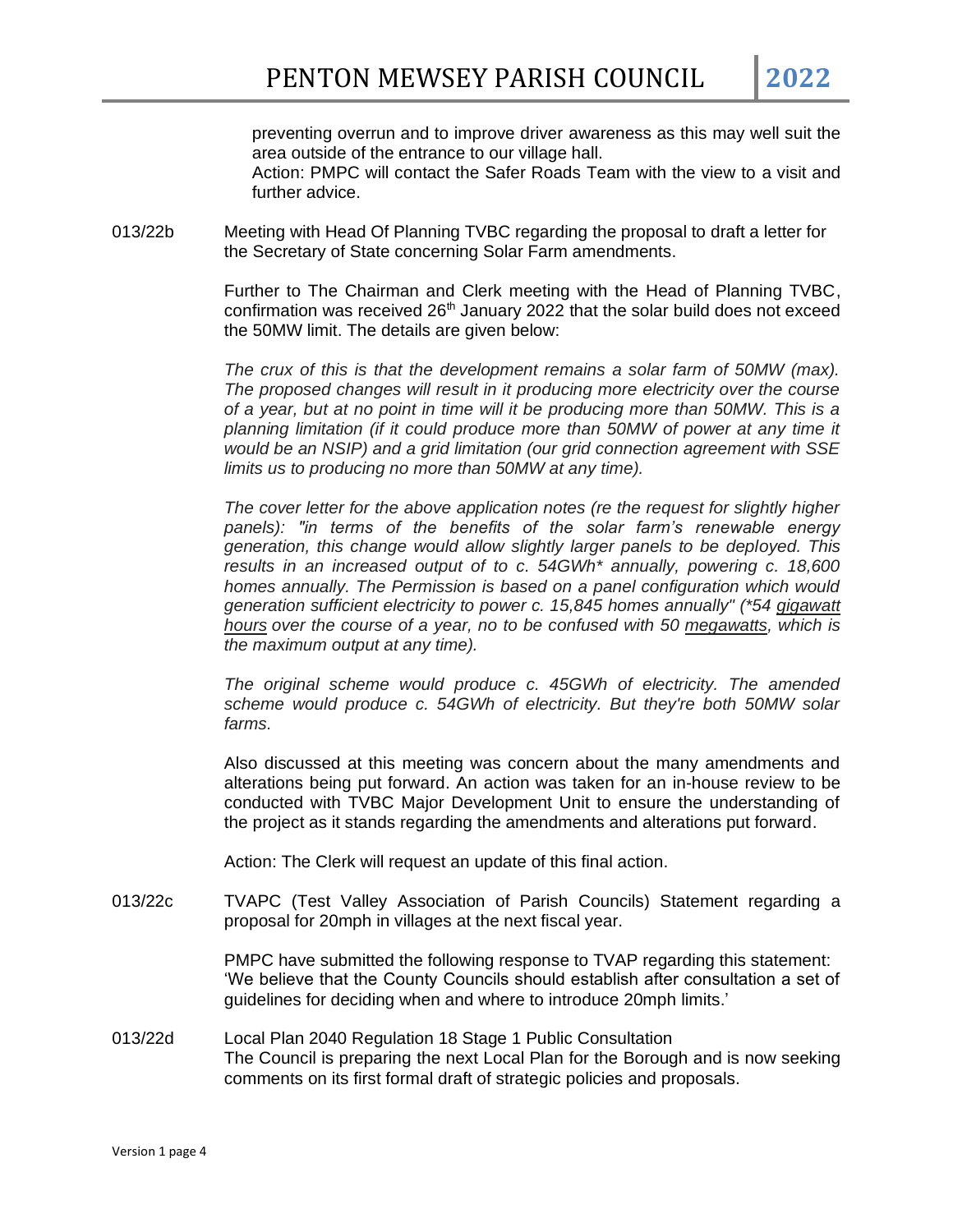preventing overrun and to improve driver awareness as this may well suit the area outside of the entrance to our village hall.
Action: PMPC will contact the Safer Roads Team with the view to a visit and further advice.

013/22b Meeting with Head Of Planning TVBC regarding the proposal to draft a letter for the Secretary of State concerning Solar Farm amendments.

Further to The Chairman and Clerk meeting with the Head of Planning TVBC, confirmation was received 26th January 2022 that the solar build does not exceed the 50MW limit. The details are given below:

*The crux of this is that the development remains a solar farm of 50MW (max). The proposed changes will result in it producing more electricity over the course of a year, but at no point in time will it be producing more than 50MW. This is a planning limitation (if it could produce more than 50MW of power at any time it would be an NSIP) and a grid limitation (our grid connection agreement with SSE limits us to producing no more than 50MW at any time).*

*The cover letter for the above application notes (re the request for slightly higher panels): "in terms of the benefits of the solar farm's renewable energy generation, this change would allow slightly larger panels to be deployed. This results in an increased output of to c. 54GWh\* annually, powering c. 18,600 homes annually. The Permission is based on a panel configuration which would generation sufficient electricity to power c. 15,845 homes annually" (\*54 gigawatt hours over the course of a year, no to be confused with 50 megawatts, which is the maximum output at any time).*

*The original scheme would produce c. 45GWh of electricity. The amended scheme would produce c. 54GWh of electricity. But they're both 50MW solar farms.*

Also discussed at this meeting was concern about the many amendments and alterations being put forward. An action was taken for an in-house review to be conducted with TVBC Major Development Unit to ensure the understanding of the project as it stands regarding the amendments and alterations put forward.

Action: The Clerk will request an update of this final action.

013/22c TVAPC (Test Valley Association of Parish Councils) Statement regarding a proposal for 20mph in villages at the next fiscal year.

PMPC have submitted the following response to TVAP regarding this statement: 'We believe that the County Councils should establish after consultation a set of guidelines for deciding when and where to introduce 20mph limits.'

013/22d Local Plan 2040 Regulation 18 Stage 1 Public Consultation
The Council is preparing the next Local Plan for the Borough and is now seeking comments on its first formal draft of strategic policies and proposals.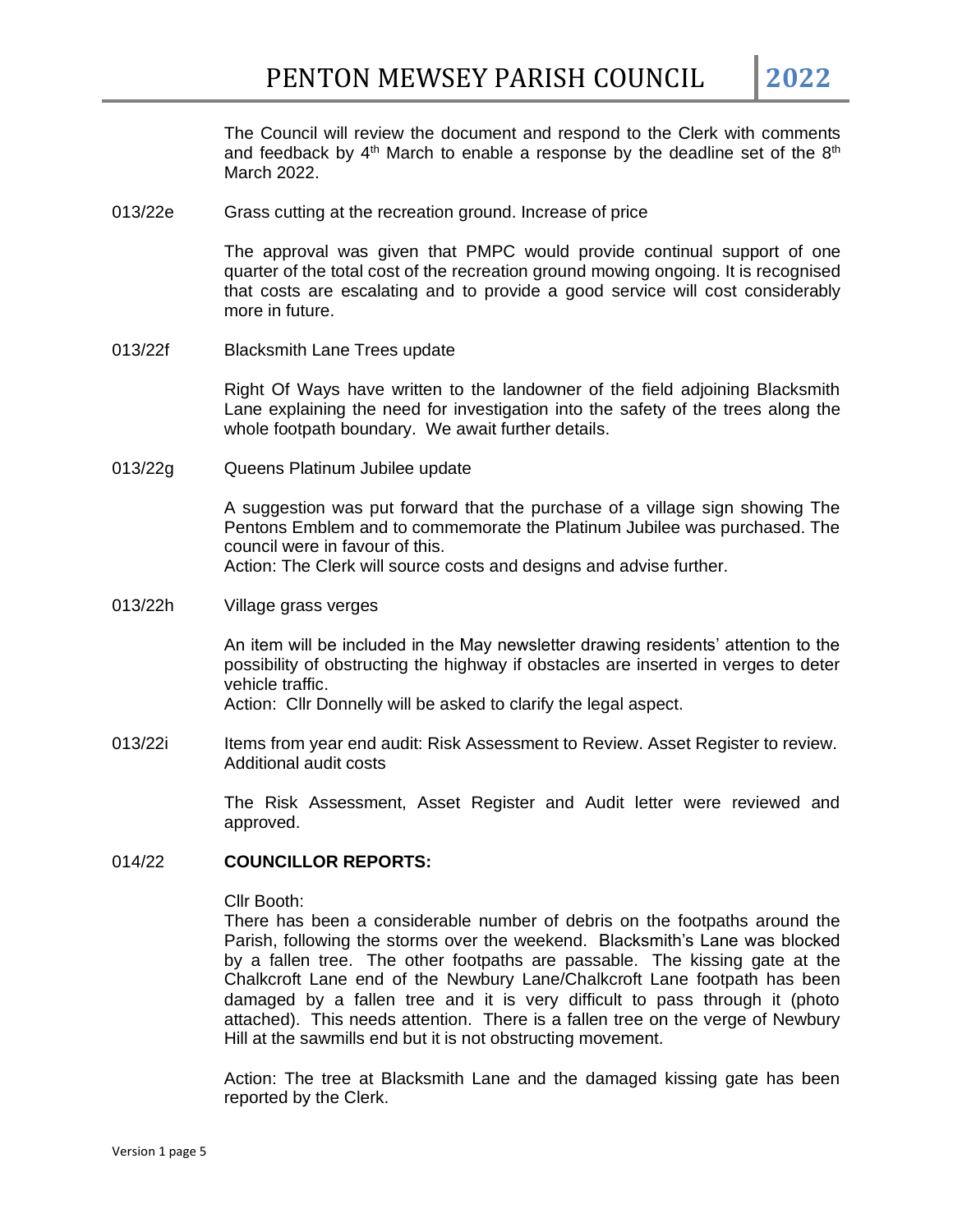The Council will review the document and respond to the Clerk with comments and feedback by 4th March to enable a response by the deadline set of the 8th March 2022.

013/22e Grass cutting at the recreation ground. Increase of price

The approval was given that PMPC would provide continual support of one quarter of the total cost of the recreation ground mowing ongoing. It is recognised that costs are escalating and to provide a good service will cost considerably more in future.

013/22f Blacksmith Lane Trees update

Right Of Ways have written to the landowner of the field adjoining Blacksmith Lane explaining the need for investigation into the safety of the trees along the whole footpath boundary. We await further details.

013/22g Queens Platinum Jubilee update

A suggestion was put forward that the purchase of a village sign showing The Pentons Emblem and to commemorate the Platinum Jubilee was purchased. The council were in favour of this.
Action: The Clerk will source costs and designs and advise further.

013/22h Village grass verges

An item will be included in the May newsletter drawing residents' attention to the possibility of obstructing the highway if obstacles are inserted in verges to deter vehicle traffic.
Action: Cllr Donnelly will be asked to clarify the legal aspect.

013/22i Items from year end audit: Risk Assessment to Review. Asset Register to review. Additional audit costs

The Risk Assessment, Asset Register and Audit letter were reviewed and approved.

## 014/22 COUNCILLOR REPORTS:

Cllr Booth:
There has been a considerable number of debris on the footpaths around the Parish, following the storms over the weekend. Blacksmith's Lane was blocked by a fallen tree. The other footpaths are passable. The kissing gate at the Chalkcroft Lane end of the Newbury Lane/Chalkcroft Lane footpath has been damaged by a fallen tree and it is very difficult to pass through it (photo attached). This needs attention. There is a fallen tree on the verge of Newbury Hill at the sawmills end but it is not obstructing movement.

Action: The tree at Blacksmith Lane and the damaged kissing gate has been reported by the Clerk.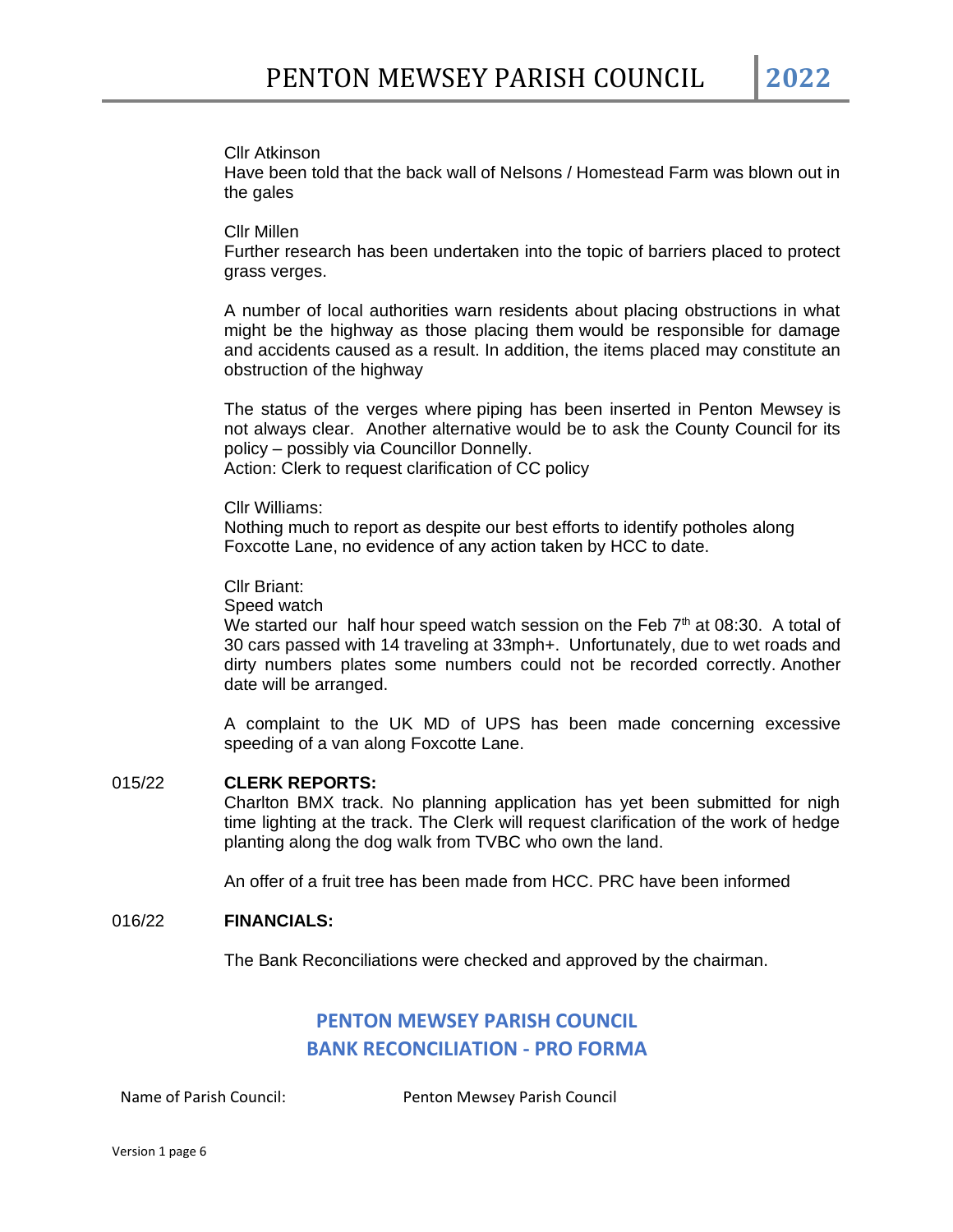Cllr Atkinson

Have been told that the back wall of Nelsons / Homestead Farm was blown out in the gales

Cllr Millen

Further research has been undertaken into the topic of barriers placed to protect grass verges.

A number of local authorities warn residents about placing obstructions in what might be the highway as those placing them would be responsible for damage and accidents caused as a result. In addition, the items placed may constitute an obstruction of the highway

The status of the verges where piping has been inserted in Penton Mewsey is not always clear. Another alternative would be to ask the County Council for its policy – possibly via Councillor Donnelly.
Action: Clerk to request clarification of CC policy

Cllr Williams:

Nothing much to report as despite our best efforts to identify potholes along Foxcotte Lane, no evidence of any action taken by HCC to date.

Cllr Briant:

Speed watch

We started our half hour speed watch session on the Feb 7th at 08:30. A total of 30 cars passed with 14 traveling at 33mph+. Unfortunately, due to wet roads and dirty numbers plates some numbers could not be recorded correctly. Another date will be arranged.

A complaint to the UK MD of UPS has been made concerning excessive speeding of a van along Foxcotte Lane.

015/22 **CLERK REPORTS:**

Charlton BMX track. No planning application has yet been submitted for nigh time lighting at the track. The Clerk will request clarification of the work of hedge planting along the dog walk from TVBC who own the land.

An offer of a fruit tree has been made from HCC. PRC have been informed

016/22 **FINANCIALS:**

The Bank Reconciliations were checked and approved by the chairman.

## PENTON MEWSEY PARISH COUNCIL
## BANK RECONCILIATION - PRO FORMA

Name of Parish Council: Penton Mewsey Parish Council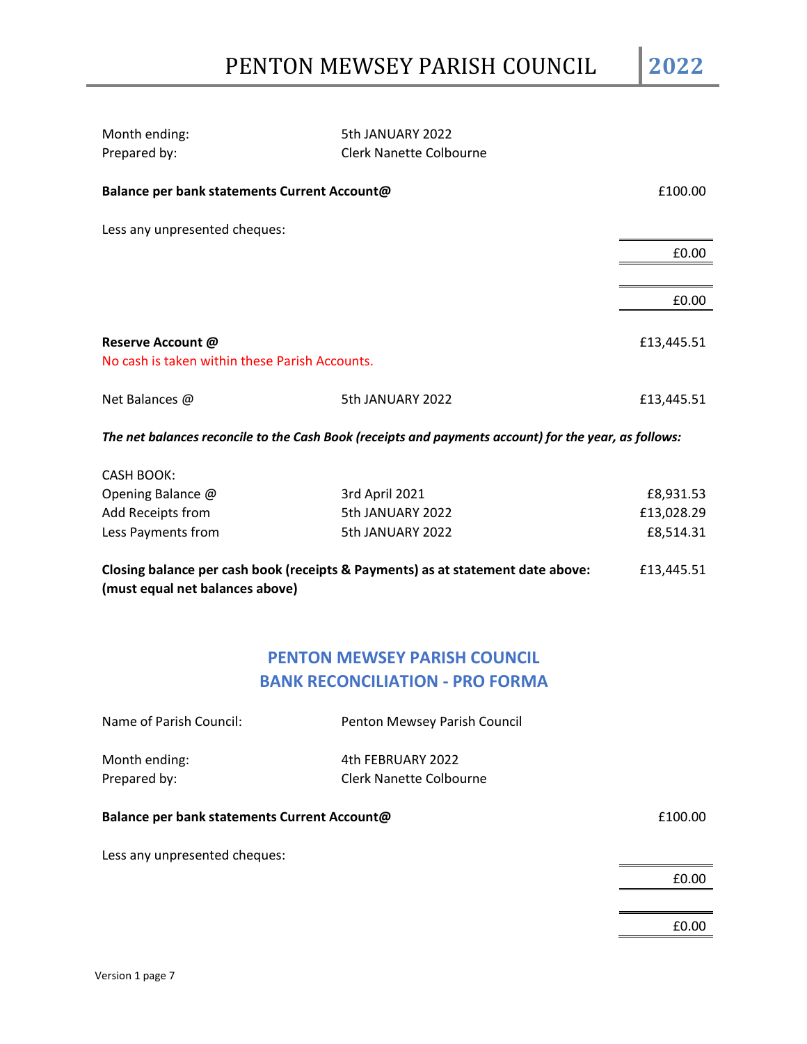| | | |
|---|---|---|
| Month ending: | 5th JANUARY 2022 | |
| Prepared by: | Clerk Nanette Colbourne | |
| **Balance per bank statements Current Account@** | | £100.00 |
| Less any unpresented cheques: | | |
| | | £0.00 |
| | | £0.00 |
| **Reserve Account @** | | £13,445.51 |
| No cash is taken within these Parish Accounts. | | |
| Net Balances @ | 5th JANUARY 2022 | £13,445.51 |

***The net balances reconcile to the Cash Book (receipts and payments account) for the year, as follows:***

| | | |
|---|---|---|
| CASH BOOK: | | |
| Opening Balance @ | 3rd April 2021 | £8,931.53 |
| Add Receipts from | 5th JANUARY 2022 | £13,028.29 |
| Less Payments from | 5th JANUARY 2022 | £8,514.31 |
| **Closing balance per cash book (receipts & Payments) as at statement date above: (must equal net balances above)** | | £13,445.51 |

## PENTON MEWSEY PARISH COUNCIL
## BANK RECONCILIATION - PRO FORMA

| | | |
|---|---|---|
| Name of Parish Council: | Penton Mewsey Parish Council | |
| Month ending: | 4th FEBRUARY 2022 | |
| Prepared by: | Clerk Nanette Colbourne | |
| **Balance per bank statements Current Account@** | | £100.00 |
| Less any unpresented cheques: | | |
| | | £0.00 |
| | | £0.00 |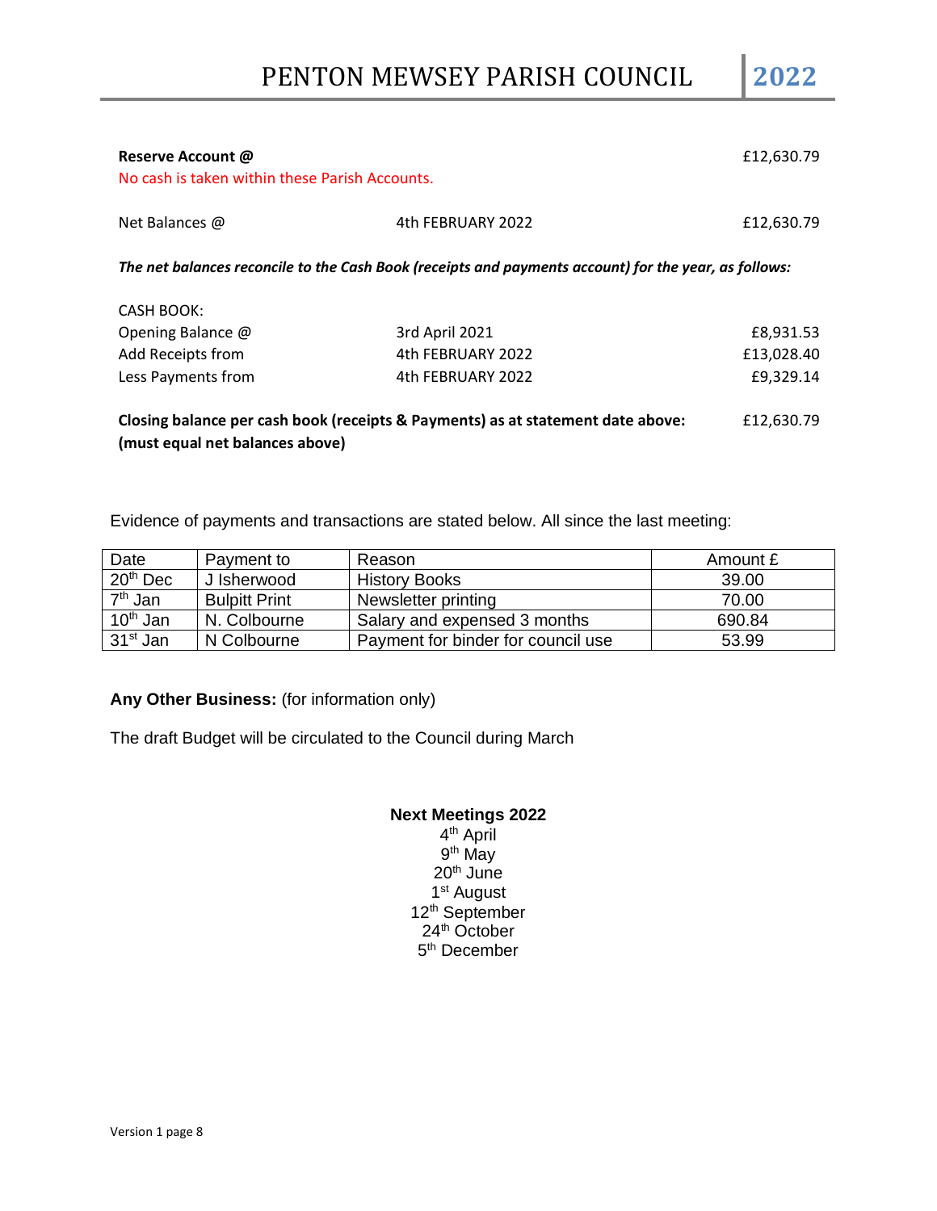**Reserve Account @** £12,630.79

No cash is taken within these Parish Accounts.

| | | |
|---|---|---|
| Net Balances @ | 4th FEBRUARY 2022 | £12,630.79 |

***The net balances reconcile to the Cash Book (receipts and payments account) for the year, as follows:***

| | | |
|---|---|---|
| CASH BOOK: | | |
| Opening Balance @ | 3rd April 2021 | £8,931.53 |
| Add Receipts from | 4th FEBRUARY 2022 | £13,028.40 |
| Less Payments from | 4th FEBRUARY 2022 | £9,329.14 |

**Closing balance per cash book (receipts & Payments) as at statement date above: (must equal net balances above)** £12,630.79

Evidence of payments and transactions are stated below. All since the last meeting:

| Date | Payment to | Reason | Amount £ |
|---|---|---|---|
| 20th Dec | J Isherwood | History Books | 39.00 |
| 7th Jan | Bulpitt Print | Newsletter printing | 70.00 |
| 10th Jan | N. Colbourne | Salary and expensed 3 months | 690.84 |
| 31st Jan | N Colbourne | Payment for binder for council use | 53.99 |

**Any Other Business:** (for information only)

The draft Budget will be circulated to the Council during March

**Next Meetings 2022**

4th April
9th May
20th June
1st August
12th September
24th October
5th December